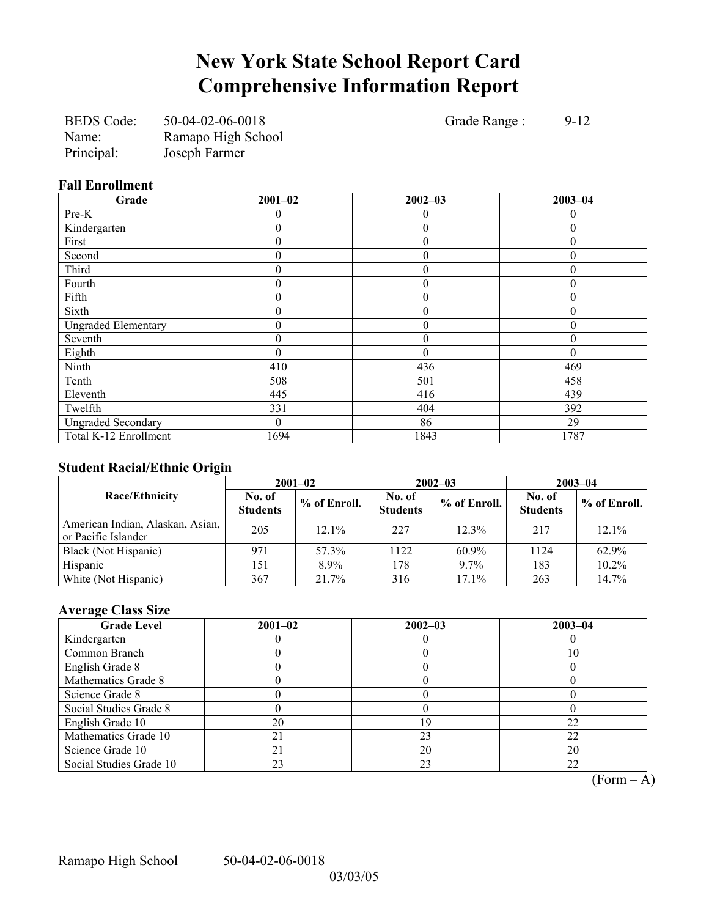# New York State School Report Card
# Comprehensive Information Report

BEDS Code: 50-04-02-06-0018  
Name: Ramapo High School  
Principal: Joseph Farmer  

Grade Range : 9-12

### Fall Enrollment

| Grade | 2001–02 | 2002–03 | 2003–04 |
|---|---|---|---|
| Pre-K | 0 | 0 | 0 |
| Kindergarten | 0 | 0 | 0 |
| First | 0 | 0 | 0 |
| Second | 0 | 0 | 0 |
| Third | 0 | 0 | 0 |
| Fourth | 0 | 0 | 0 |
| Fifth | 0 | 0 | 0 |
| Sixth | 0 | 0 | 0 |
| Ungraded Elementary | 0 | 0 | 0 |
| Seventh | 0 | 0 | 0 |
| Eighth | 0 | 0 | 0 |
| Ninth | 410 | 436 | 469 |
| Tenth | 508 | 501 | 458 |
| Eleventh | 445 | 416 | 439 |
| Twelfth | 331 | 404 | 392 |
| Ungraded Secondary | 0 | 86 | 29 |
| Total K-12 Enrollment | 1694 | 1843 | 1787 |

### Student Racial/Ethnic Origin

| Race/Ethnicity | 2001–02 | | 2002–03 | | 2003–04 | |
|---|---|---|---|---|---|---|
| | No. of Students | % of Enroll. | No. of Students | % of Enroll. | No. of Students | % of Enroll. |
| American Indian, Alaskan, Asian, or Pacific Islander | 205 | 12.1% | 227 | 12.3% | 217 | 12.1% |
| Black (Not Hispanic) | 971 | 57.3% | 1122 | 60.9% | 1124 | 62.9% |
| Hispanic | 151 | 8.9% | 178 | 9.7% | 183 | 10.2% |
| White (Not Hispanic) | 367 | 21.7% | 316 | 17.1% | 263 | 14.7% |

### Average Class Size

| Grade Level | 2001–02 | 2002–03 | 2003–04 |
|---|---|---|---|
| Kindergarten | 0 | 0 | 0 |
| Common Branch | 0 | 0 | 10 |
| English Grade 8 | 0 | 0 | 0 |
| Mathematics Grade 8 | 0 | 0 | 0 |
| Science Grade 8 | 0 | 0 | 0 |
| Social Studies Grade 8 | 0 | 0 | 0 |
| English Grade 10 | 20 | 19 | 22 |
| Mathematics Grade 10 | 21 | 23 | 22 |
| Science Grade 10 | 21 | 20 | 20 |
| Social Studies Grade 10 | 23 | 23 | 22 |

(Form – A)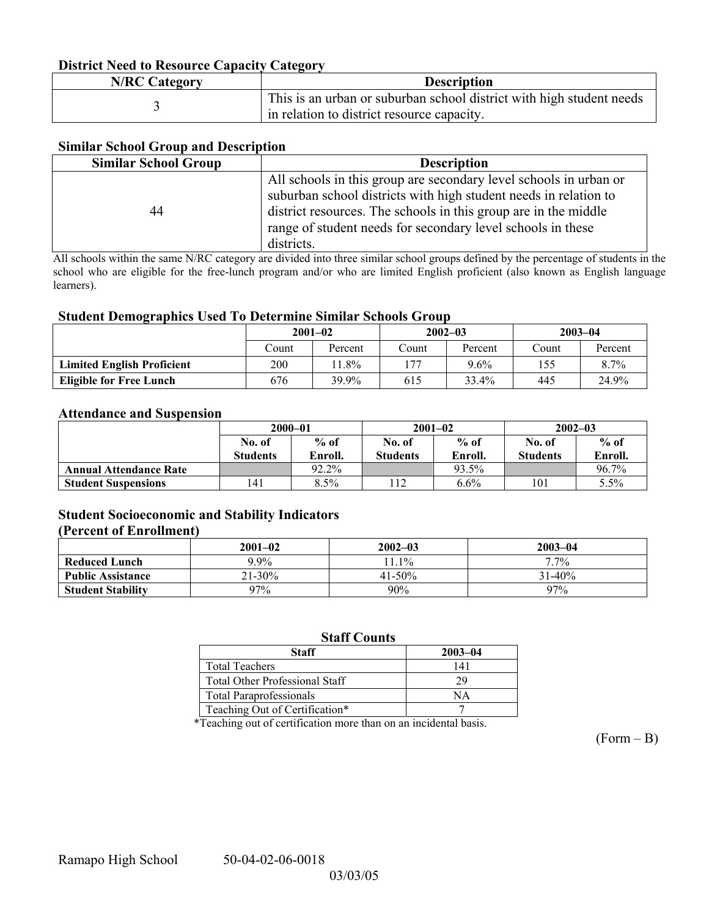### District Need to Resource Capacity Category

| N/RC Category | Description |
|---|---|
| 3 | This is an urban or suburban school district with high student needs in relation to district resource capacity. |

### Similar School Group and Description

| Similar School Group | Description |
|---|---|
| 44 | All schools in this group are secondary level schools in urban or suburban school districts with high student needs in relation to district resources. The schools in this group are in the middle range of student needs for secondary level schools in these districts. |

All schools within the same N/RC category are divided into three similar school groups defined by the percentage of students in the school who are eligible for the free-lunch program and/or who are limited English proficient (also known as English language learners).

### Student Demographics Used To Determine Similar Schools Group

| | 2001–02 | | 2002–03 | | 2003–04 | |
|---|---|---|---|---|---|---|
| | Count | Percent | Count | Percent | Count | Percent |
| **Limited English Proficient** | 200 | 11.8% | 177 | 9.6% | 155 | 8.7% |
| **Eligible for Free Lunch** | 676 | 39.9% | 615 | 33.4% | 445 | 24.9% |

### Attendance and Suspension

| | 2000–01 | | 2001–02 | | 2002–03 | |
|---|---|---|---|---|---|---|
| | No. of Students | % of Enroll. | No. of Students | % of Enroll. | No. of Students | % of Enroll. |
| **Annual Attendance Rate** | | 92.2% | | 93.5% | | 96.7% |
| **Student Suspensions** | 141 | 8.5% | 112 | 6.6% | 101 | 5.5% |

### Student Socioeconomic and Stability Indicators (Percent of Enrollment)

| | 2001–02 | 2002–03 | 2003–04 |
|---|---|---|---|
| **Reduced Lunch** | 9.9% | 11.1% | 7.7% |
| **Public Assistance** | 21-30% | 41-50% | 31-40% |
| **Student Stability** | 97% | 90% | 97% |

### Staff Counts

| Staff | 2003–04 |
|---|---|
| Total Teachers | 141 |
| Total Other Professional Staff | 29 |
| Total Paraprofessionals | NA |
| Teaching Out of Certification* | 7 |

*Teaching out of certification more than on an incidental basis.

(Form – B)

Ramapo High School 50-04-02-06-0018

03/03/05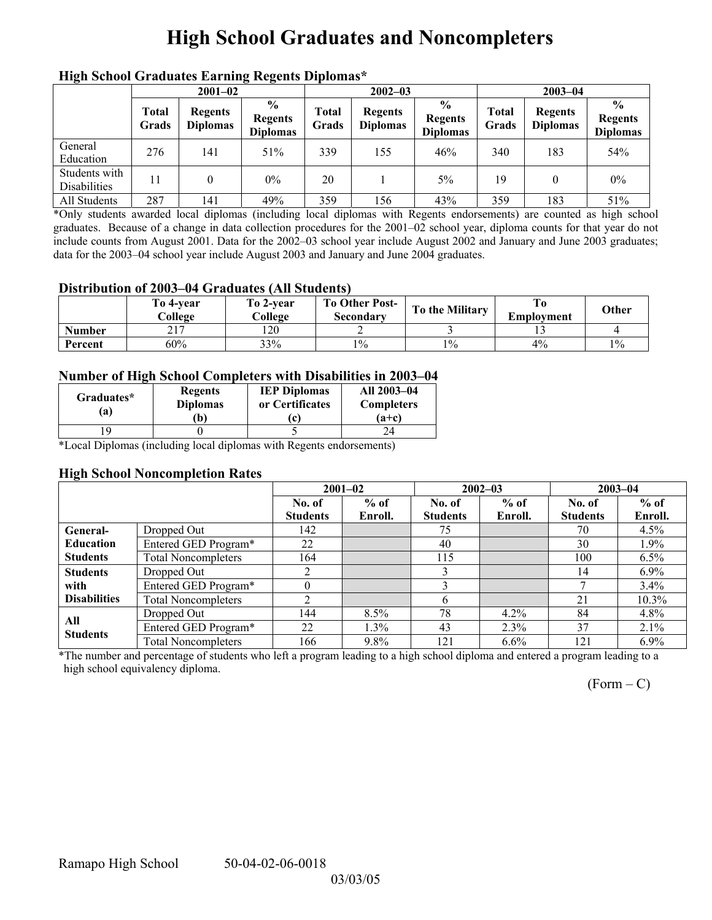# High School Graduates and Noncompleters

### High School Graduates Earning Regents Diplomas*

| | 2001–02 | | | 2002–03 | | | 2003–04 | | |
|---|---|---|---|---|---|---|---|---|---|
| | Total Grads | Regents Diplomas | % Regents Diplomas | Total Grads | Regents Diplomas | % Regents Diplomas | Total Grads | Regents Diplomas | % Regents Diplomas |
| General Education | 276 | 141 | 51% | 339 | 155 | 46% | 340 | 183 | 54% |
| Students with Disabilities | 11 | 0 | 0% | 20 | 1 | 5% | 19 | 0 | 0% |
| All Students | 287 | 141 | 49% | 359 | 156 | 43% | 359 | 183 | 51% |

*Only students awarded local diplomas (including local diplomas with Regents endorsements) are counted as high school graduates. Because of a change in data collection procedures for the 2001–02 school year, diploma counts for that year do not include counts from August 2001. Data for the 2002–03 school year include August 2002 and January and June 2003 graduates; data for the 2003–04 school year include August 2003 and January and June 2004 graduates.

### Distribution of 2003–04 Graduates (All Students)

| | To 4-year College | To 2-year College | To Other Post-Secondary | To the Military | To Employment | Other |
|---|---|---|---|---|---|---|
| Number | 217 | 120 | 2 | 3 | 13 | 4 |
| Percent | 60% | 33% | 1% | 1% | 4% | 1% |

### Number of High School Completers with Disabilities in 2003–04

| Graduates* (a) | Regents Diplomas (b) | IEP Diplomas or Certificates (c) | All 2003–04 Completers (a+c) |
|---|---|---|---|
| 19 | 0 | 5 | 24 |

*Local Diplomas (including local diplomas with Regents endorsements)

### High School Noncompletion Rates

| | | 2001–02 | | 2002–03 | | 2003–04 | |
|---|---|---|---|---|---|---|---|
| | | No. of Students | % of Enroll. | No. of Students | % of Enroll. | No. of Students | % of Enroll. |
| General-Education Students | Dropped Out | 142 | | 75 | | 70 | 4.5% |
| | Entered GED Program* | 22 | | 40 | | 30 | 1.9% |
| | Total Noncompleters | 164 | | 115 | | 100 | 6.5% |
| Students with Disabilities | Dropped Out | 2 | | 3 | | 14 | 6.9% |
| | Entered GED Program* | 0 | | 3 | | 7 | 3.4% |
| | Total Noncompleters | 2 | | 6 | | 21 | 10.3% |
| All Students | Dropped Out | 144 | 8.5% | 78 | 4.2% | 84 | 4.8% |
| | Entered GED Program* | 22 | 1.3% | 43 | 2.3% | 37 | 2.1% |
| | Total Noncompleters | 166 | 9.8% | 121 | 6.6% | 121 | 6.9% |

*The number and percentage of students who left a program leading to a high school diploma and entered a program leading to a high school equivalency diploma.

(Form – C)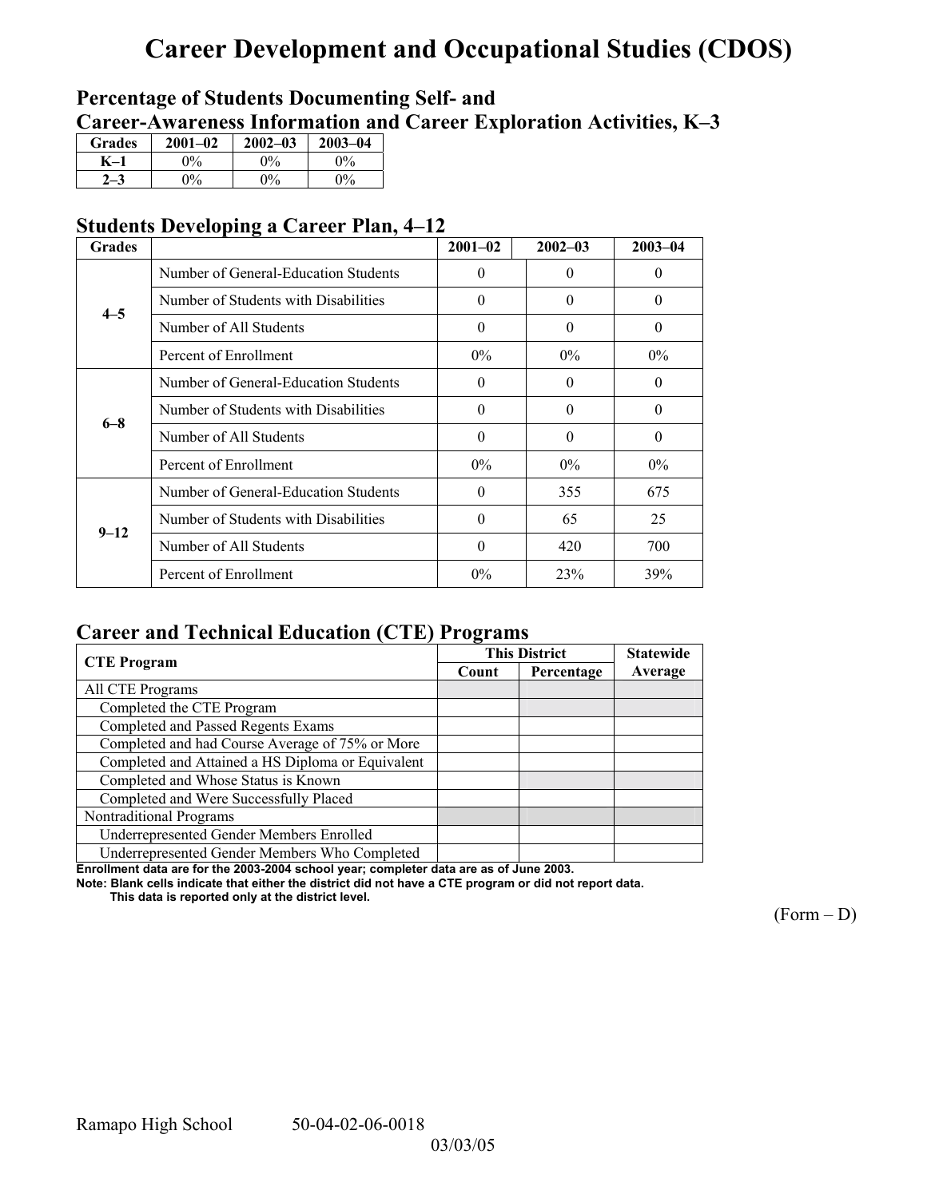# Career Development and Occupational Studies (CDOS)

## Percentage of Students Documenting Self- and Career-Awareness Information and Career Exploration Activities, K–3

| Grades | 2001–02 | 2002–03 | 2003–04 |
|---|---|---|---|
| K–1 | 0% | 0% | 0% |
| 2–3 | 0% | 0% | 0% |

## Students Developing a Career Plan, 4–12

| Grades | | 2001–02 | 2002–03 | 2003–04 |
|---|---|---|---|---|
| 4–5 | Number of General-Education Students | 0 | 0 | 0 |
| | Number of Students with Disabilities | 0 | 0 | 0 |
| | Number of All Students | 0 | 0 | 0 |
| | Percent of Enrollment | 0% | 0% | 0% |
| 6–8 | Number of General-Education Students | 0 | 0 | 0 |
| | Number of Students with Disabilities | 0 | 0 | 0 |
| | Number of All Students | 0 | 0 | 0 |
| | Percent of Enrollment | 0% | 0% | 0% |
| 9–12 | Number of General-Education Students | 0 | 355 | 675 |
| | Number of Students with Disabilities | 0 | 65 | 25 |
| | Number of All Students | 0 | 420 | 700 |
| | Percent of Enrollment | 0% | 23% | 39% |

## Career and Technical Education (CTE) Programs

| CTE Program | This District | | Statewide |
|---|---|---|---|
| | Count | Percentage | Average |
| All CTE Programs | | | |
| Completed the CTE Program | | | |
| Completed and Passed Regents Exams | | | |
| Completed and had Course Average of 75% or More | | | |
| Completed and Attained a HS Diploma or Equivalent | | | |
| Completed and Whose Status is Known | | | |
| Completed and Were Successfully Placed | | | |
| Nontraditional Programs | | | |
| Underrepresented Gender Members Enrolled | | | |
| Underrepresented Gender Members Who Completed | | | |

**Enrollment data are for the 2003-2004 school year; completer data are as of June 2003.**

**Note: Blank cells indicate that either the district did not have a CTE program or did not report data. This data is reported only at the district level.**

(Form – D)

Ramapo High School 50-04-02-06-0018

03/03/05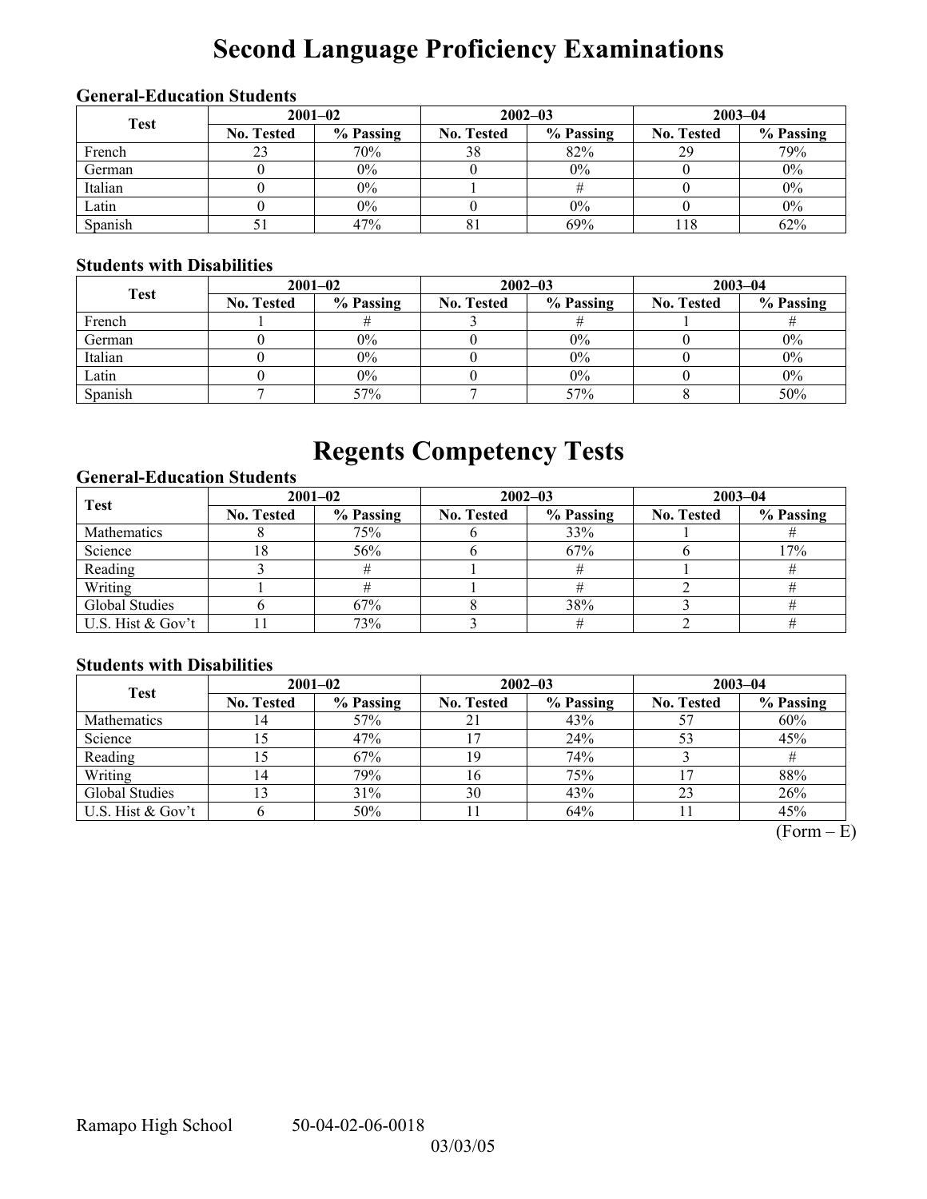# Second Language Proficiency Examinations

### General-Education Students

| Test | 2001–02 | | 2002–03 | | 2003–04 | |
|---|---|---|---|---|---|---|
| | No. Tested | % Passing | No. Tested | % Passing | No. Tested | % Passing |
| French | 23 | 70% | 38 | 82% | 29 | 79% |
| German | 0 | 0% | 0 | 0% | 0 | 0% |
| Italian | 0 | 0% | 1 | # | 0 | 0% |
| Latin | 0 | 0% | 0 | 0% | 0 | 0% |
| Spanish | 51 | 47% | 81 | 69% | 118 | 62% |

### Students with Disabilities

| Test | 2001–02 | | 2002–03 | | 2003–04 | |
|---|---|---|---|---|---|---|
| | No. Tested | % Passing | No. Tested | % Passing | No. Tested | % Passing |
| French | 1 | # | 3 | # | 1 | # |
| German | 0 | 0% | 0 | 0% | 0 | 0% |
| Italian | 0 | 0% | 0 | 0% | 0 | 0% |
| Latin | 0 | 0% | 0 | 0% | 0 | 0% |
| Spanish | 7 | 57% | 7 | 57% | 8 | 50% |

# Regents Competency Tests

### General-Education Students

| Test | 2001–02 | | 2002–03 | | 2003–04 | |
|---|---|---|---|---|---|---|
| | No. Tested | % Passing | No. Tested | % Passing | No. Tested | % Passing |
| Mathematics | 8 | 75% | 6 | 33% | 1 | # |
| Science | 18 | 56% | 6 | 67% | 6 | 17% |
| Reading | 3 | # | 1 | # | 1 | # |
| Writing | 1 | # | 1 | # | 2 | # |
| Global Studies | 6 | 67% | 8 | 38% | 3 | # |
| U.S. Hist & Gov't | 11 | 73% | 3 | # | 2 | # |

### Students with Disabilities

| Test | 2001–02 | | 2002–03 | | 2003–04 | |
|---|---|---|---|---|---|---|
| | No. Tested | % Passing | No. Tested | % Passing | No. Tested | % Passing |
| Mathematics | 14 | 57% | 21 | 43% | 57 | 60% |
| Science | 15 | 47% | 17 | 24% | 53 | 45% |
| Reading | 15 | 67% | 19 | 74% | 3 | # |
| Writing | 14 | 79% | 16 | 75% | 17 | 88% |
| Global Studies | 13 | 31% | 30 | 43% | 23 | 26% |
| U.S. Hist & Gov't | 6 | 50% | 11 | 64% | 11 | 45% |

(Form – E)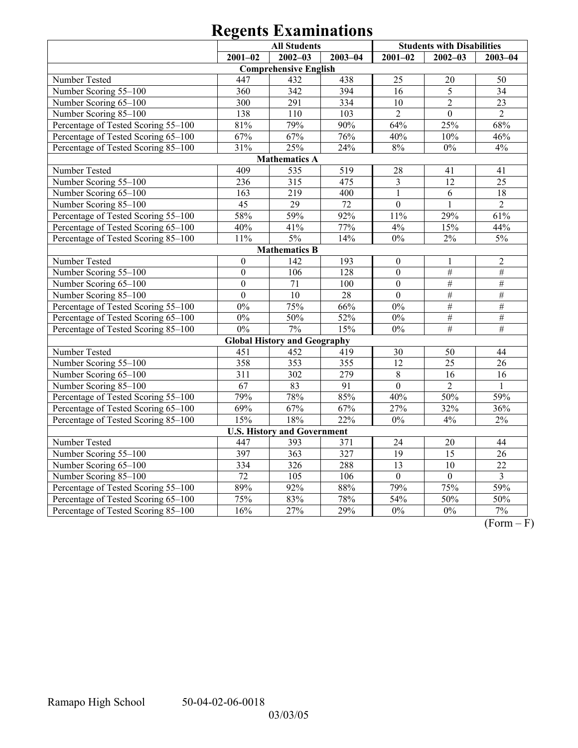# Regents Examinations

| | All Students | | | Students with Disabilities | | |
|---|---|---|---|---|---|---|
| | 2001–02 | 2002–03 | 2003–04 | 2001–02 | 2002–03 | 2003–04 |
| **Comprehensive English** | | | | | | |
| Number Tested | 447 | 432 | 438 | 25 | 20 | 50 |
| Number Scoring 55–100 | 360 | 342 | 394 | 16 | 5 | 34 |
| Number Scoring 65–100 | 300 | 291 | 334 | 10 | 2 | 23 |
| Number Scoring 85–100 | 138 | 110 | 103 | 2 | 0 | 2 |
| Percentage of Tested Scoring 55–100 | 81% | 79% | 90% | 64% | 25% | 68% |
| Percentage of Tested Scoring 65–100 | 67% | 67% | 76% | 40% | 10% | 46% |
| Percentage of Tested Scoring 85–100 | 31% | 25% | 24% | 8% | 0% | 4% |
| **Mathematics A** | | | | | | |
| Number Tested | 409 | 535 | 519 | 28 | 41 | 41 |
| Number Scoring 55–100 | 236 | 315 | 475 | 3 | 12 | 25 |
| Number Scoring 65–100 | 163 | 219 | 400 | 1 | 6 | 18 |
| Number Scoring 85–100 | 45 | 29 | 72 | 0 | 1 | 2 |
| Percentage of Tested Scoring 55–100 | 58% | 59% | 92% | 11% | 29% | 61% |
| Percentage of Tested Scoring 65–100 | 40% | 41% | 77% | 4% | 15% | 44% |
| Percentage of Tested Scoring 85–100 | 11% | 5% | 14% | 0% | 2% | 5% |
| **Mathematics B** | | | | | | |
| Number Tested | 0 | 142 | 193 | 0 | 1 | 2 |
| Number Scoring 55–100 | 0 | 106 | 128 | 0 | # | # |
| Number Scoring 65–100 | 0 | 71 | 100 | 0 | # | # |
| Number Scoring 85–100 | 0 | 10 | 28 | 0 | # | # |
| Percentage of Tested Scoring 55–100 | 0% | 75% | 66% | 0% | # | # |
| Percentage of Tested Scoring 65–100 | 0% | 50% | 52% | 0% | # | # |
| Percentage of Tested Scoring 85–100 | 0% | 7% | 15% | 0% | # | # |
| **Global History and Geography** | | | | | | |
| Number Tested | 451 | 452 | 419 | 30 | 50 | 44 |
| Number Scoring 55–100 | 358 | 353 | 355 | 12 | 25 | 26 |
| Number Scoring 65–100 | 311 | 302 | 279 | 8 | 16 | 16 |
| Number Scoring 85–100 | 67 | 83 | 91 | 0 | 2 | 1 |
| Percentage of Tested Scoring 55–100 | 79% | 78% | 85% | 40% | 50% | 59% |
| Percentage of Tested Scoring 65–100 | 69% | 67% | 67% | 27% | 32% | 36% |
| Percentage of Tested Scoring 85–100 | 15% | 18% | 22% | 0% | 4% | 2% |
| **U.S. History and Government** | | | | | | |
| Number Tested | 447 | 393 | 371 | 24 | 20 | 44 |
| Number Scoring 55–100 | 397 | 363 | 327 | 19 | 15 | 26 |
| Number Scoring 65–100 | 334 | 326 | 288 | 13 | 10 | 22 |
| Number Scoring 85–100 | 72 | 105 | 106 | 0 | 0 | 3 |
| Percentage of Tested Scoring 55–100 | 89% | 92% | 88% | 79% | 75% | 59% |
| Percentage of Tested Scoring 65–100 | 75% | 83% | 78% | 54% | 50% | 50% |
| Percentage of Tested Scoring 85–100 | 16% | 27% | 29% | 0% | 0% | 7% |

(Form – F)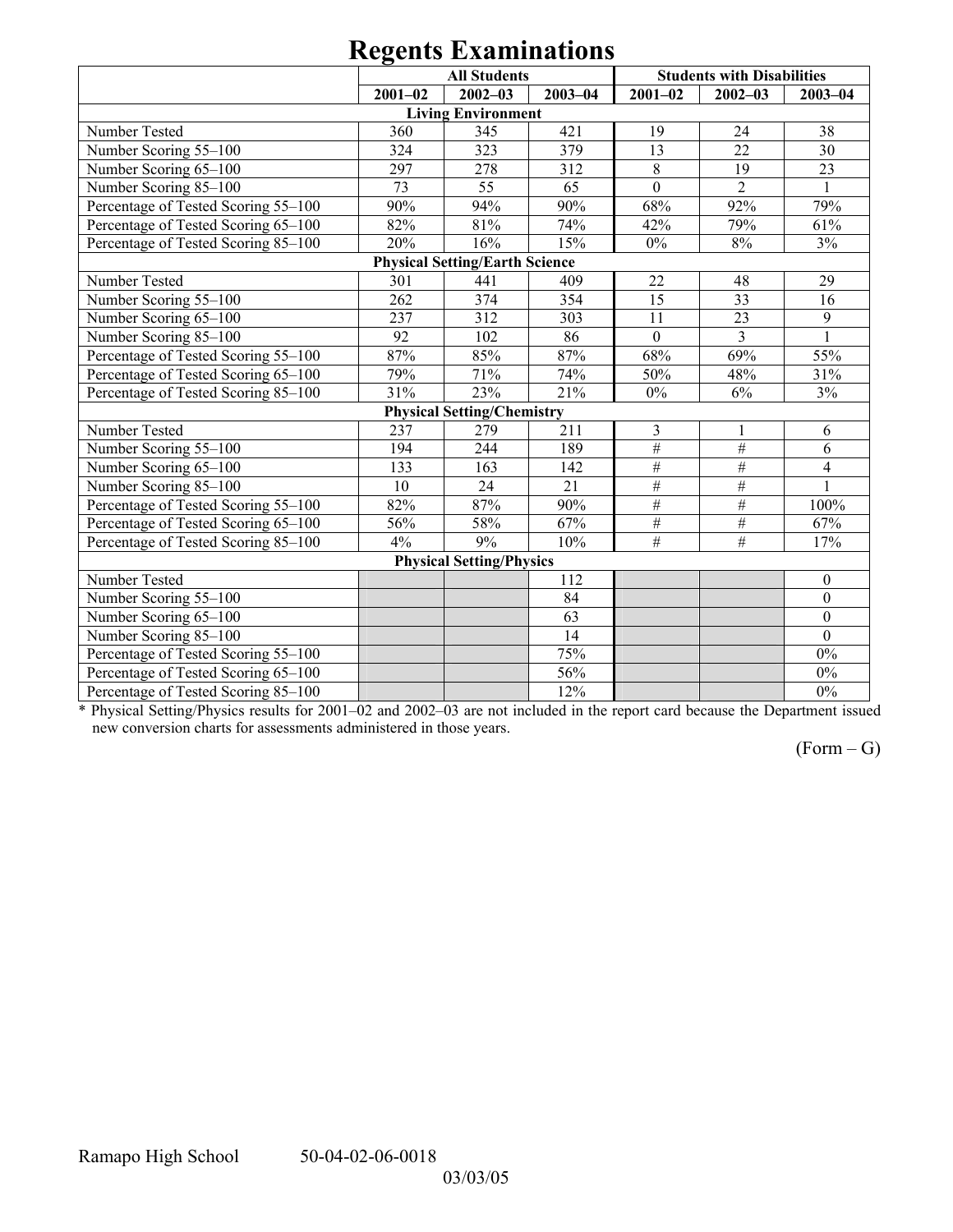# Regents Examinations

| | All Students | | | Students with Disabilities | | |
|---|---|---|---|---|---|---|
| | 2001–02 | 2002–03 | 2003–04 | 2001–02 | 2002–03 | 2003–04 |
| **Living Environment** | | | | | | |
| Number Tested | 360 | 345 | 421 | 19 | 24 | 38 |
| Number Scoring 55–100 | 324 | 323 | 379 | 13 | 22 | 30 |
| Number Scoring 65–100 | 297 | 278 | 312 | 8 | 19 | 23 |
| Number Scoring 85–100 | 73 | 55 | 65 | 0 | 2 | 1 |
| Percentage of Tested Scoring 55–100 | 90% | 94% | 90% | 68% | 92% | 79% |
| Percentage of Tested Scoring 65–100 | 82% | 81% | 74% | 42% | 79% | 61% |
| Percentage of Tested Scoring 85–100 | 20% | 16% | 15% | 0% | 8% | 3% |
| **Physical Setting/Earth Science** | | | | | | |
| Number Tested | 301 | 441 | 409 | 22 | 48 | 29 |
| Number Scoring 55–100 | 262 | 374 | 354 | 15 | 33 | 16 |
| Number Scoring 65–100 | 237 | 312 | 303 | 11 | 23 | 9 |
| Number Scoring 85–100 | 92 | 102 | 86 | 0 | 3 | 1 |
| Percentage of Tested Scoring 55–100 | 87% | 85% | 87% | 68% | 69% | 55% |
| Percentage of Tested Scoring 65–100 | 79% | 71% | 74% | 50% | 48% | 31% |
| Percentage of Tested Scoring 85–100 | 31% | 23% | 21% | 0% | 6% | 3% |
| **Physical Setting/Chemistry** | | | | | | |
| Number Tested | 237 | 279 | 211 | 3 | 1 | 6 |
| Number Scoring 55–100 | 194 | 244 | 189 | # | # | 6 |
| Number Scoring 65–100 | 133 | 163 | 142 | # | # | 4 |
| Number Scoring 85–100 | 10 | 24 | 21 | # | # | 1 |
| Percentage of Tested Scoring 55–100 | 82% | 87% | 90% | # | # | 100% |
| Percentage of Tested Scoring 65–100 | 56% | 58% | 67% | # | # | 67% |
| Percentage of Tested Scoring 85–100 | 4% | 9% | 10% | # | # | 17% |
| **Physical Setting/Physics** | | | | | | |
| Number Tested | | | 112 | | | 0 |
| Number Scoring 55–100 | | | 84 | | | 0 |
| Number Scoring 65–100 | | | 63 | | | 0 |
| Number Scoring 85–100 | | | 14 | | | 0 |
| Percentage of Tested Scoring 55–100 | | | 75% | | | 0% |
| Percentage of Tested Scoring 65–100 | | | 56% | | | 0% |
| Percentage of Tested Scoring 85–100 | | | 12% | | | 0% |

* Physical Setting/Physics results for 2001–02 and 2002–03 are not included in the report card because the Department issued new conversion charts for assessments administered in those years.

(Form – G)

Ramapo High School 50-04-02-06-0018

03/03/05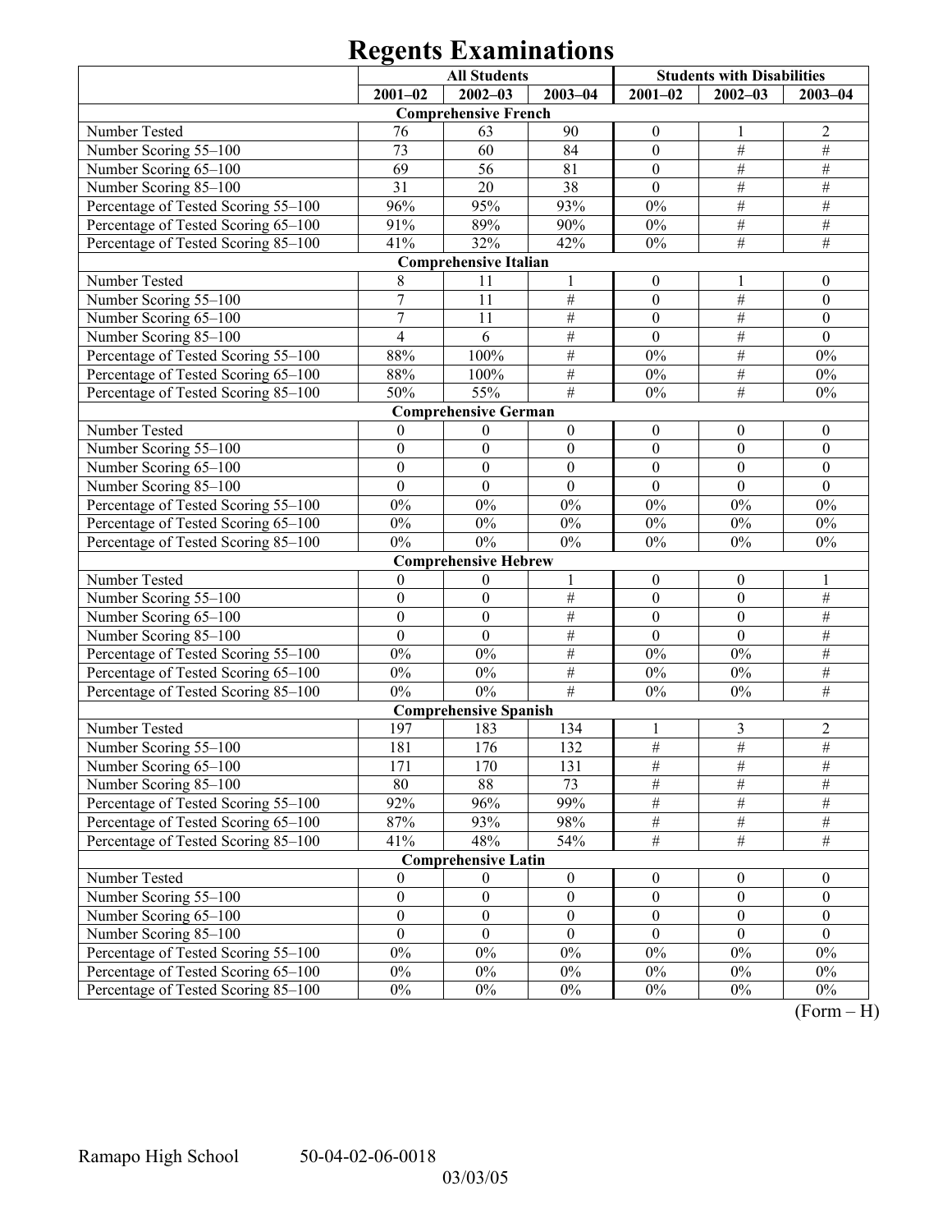# Regents Examinations

| | All Students | | | Students with Disabilities | | |
|---|---|---|---|---|---|---|
| | 2001–02 | 2002–03 | 2003–04 | 2001–02 | 2002–03 | 2003–04 |
| **Comprehensive French** | | | | | | |
| Number Tested | 76 | 63 | 90 | 0 | 1 | 2 |
| Number Scoring 55–100 | 73 | 60 | 84 | 0 | # | # |
| Number Scoring 65–100 | 69 | 56 | 81 | 0 | # | # |
| Number Scoring 85–100 | 31 | 20 | 38 | 0 | # | # |
| Percentage of Tested Scoring 55–100 | 96% | 95% | 93% | 0% | # | # |
| Percentage of Tested Scoring 65–100 | 91% | 89% | 90% | 0% | # | # |
| Percentage of Tested Scoring 85–100 | 41% | 32% | 42% | 0% | # | # |
| **Comprehensive Italian** | | | | | | |
| Number Tested | 8 | 11 | 1 | 0 | 1 | 0 |
| Number Scoring 55–100 | 7 | 11 | # | 0 | # | 0 |
| Number Scoring 65–100 | 7 | 11 | # | 0 | # | 0 |
| Number Scoring 85–100 | 4 | 6 | # | 0 | # | 0 |
| Percentage of Tested Scoring 55–100 | 88% | 100% | # | 0% | # | 0% |
| Percentage of Tested Scoring 65–100 | 88% | 100% | # | 0% | # | 0% |
| Percentage of Tested Scoring 85–100 | 50% | 55% | # | 0% | # | 0% |
| **Comprehensive German** | | | | | | |
| Number Tested | 0 | 0 | 0 | 0 | 0 | 0 |
| Number Scoring 55–100 | 0 | 0 | 0 | 0 | 0 | 0 |
| Number Scoring 65–100 | 0 | 0 | 0 | 0 | 0 | 0 |
| Number Scoring 85–100 | 0 | 0 | 0 | 0 | 0 | 0 |
| Percentage of Tested Scoring 55–100 | 0% | 0% | 0% | 0% | 0% | 0% |
| Percentage of Tested Scoring 65–100 | 0% | 0% | 0% | 0% | 0% | 0% |
| Percentage of Tested Scoring 85–100 | 0% | 0% | 0% | 0% | 0% | 0% |
| **Comprehensive Hebrew** | | | | | | |
| Number Tested | 0 | 0 | 1 | 0 | 0 | 1 |
| Number Scoring 55–100 | 0 | 0 | # | 0 | 0 | # |
| Number Scoring 65–100 | 0 | 0 | # | 0 | 0 | # |
| Number Scoring 85–100 | 0 | 0 | # | 0 | 0 | # |
| Percentage of Tested Scoring 55–100 | 0% | 0% | # | 0% | 0% | # |
| Percentage of Tested Scoring 65–100 | 0% | 0% | # | 0% | 0% | # |
| Percentage of Tested Scoring 85–100 | 0% | 0% | # | 0% | 0% | # |
| **Comprehensive Spanish** | | | | | | |
| Number Tested | 197 | 183 | 134 | 1 | 3 | 2 |
| Number Scoring 55–100 | 181 | 176 | 132 | # | # | # |
| Number Scoring 65–100 | 171 | 170 | 131 | # | # | # |
| Number Scoring 85–100 | 80 | 88 | 73 | # | # | # |
| Percentage of Tested Scoring 55–100 | 92% | 96% | 99% | # | # | # |
| Percentage of Tested Scoring 65–100 | 87% | 93% | 98% | # | # | # |
| Percentage of Tested Scoring 85–100 | 41% | 48% | 54% | # | # | # |
| **Comprehensive Latin** | | | | | | |
| Number Tested | 0 | 0 | 0 | 0 | 0 | 0 |
| Number Scoring 55–100 | 0 | 0 | 0 | 0 | 0 | 0 |
| Number Scoring 65–100 | 0 | 0 | 0 | 0 | 0 | 0 |
| Number Scoring 85–100 | 0 | 0 | 0 | 0 | 0 | 0 |
| Percentage of Tested Scoring 55–100 | 0% | 0% | 0% | 0% | 0% | 0% |
| Percentage of Tested Scoring 65–100 | 0% | 0% | 0% | 0% | 0% | 0% |
| Percentage of Tested Scoring 85–100 | 0% | 0% | 0% | 0% | 0% | 0% |

(Form – H)

Ramapo High School 50-04-02-06-0018

03/03/05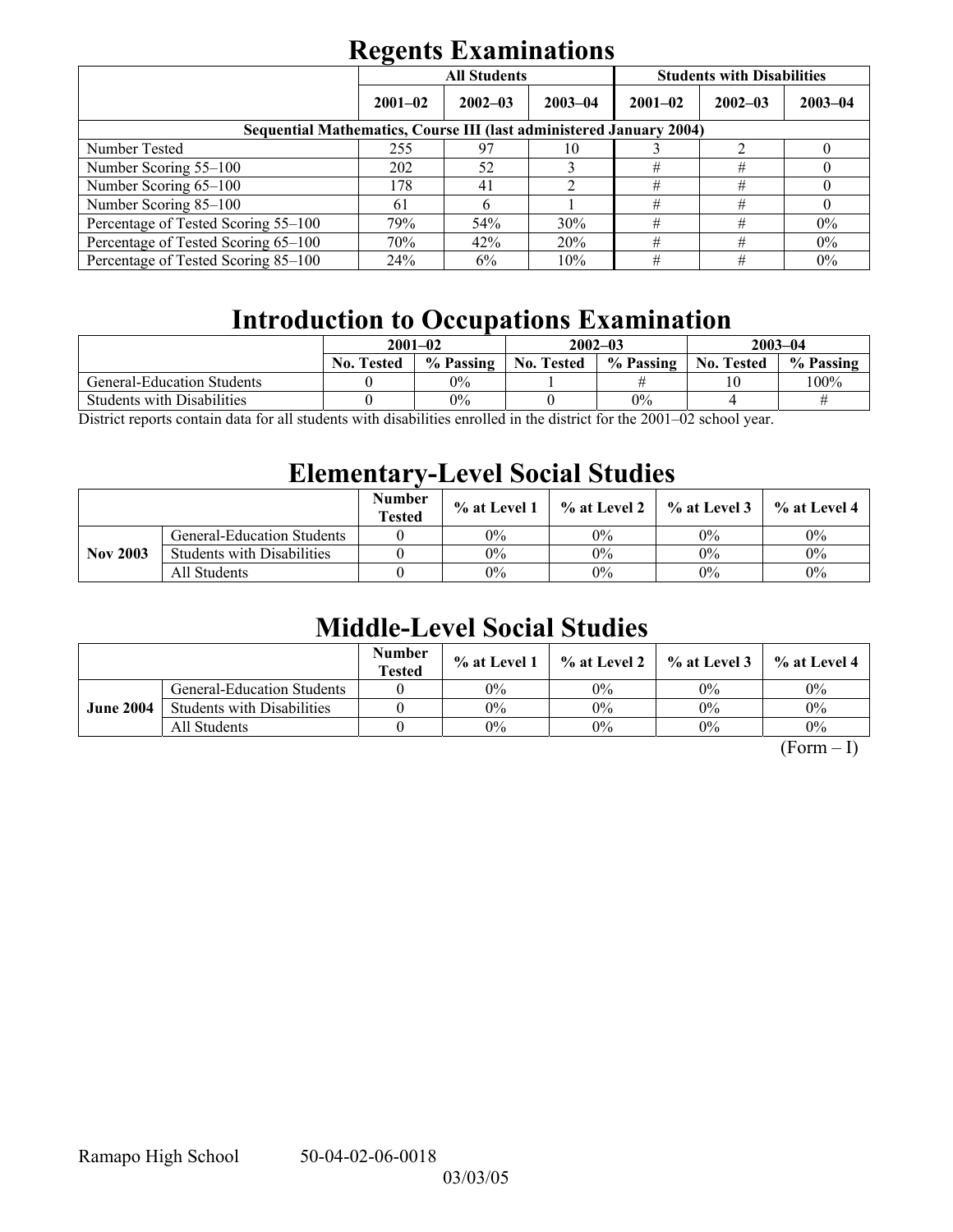# Regents Examinations

| | All Students | | | Students with Disabilities | | |
|---|---|---|---|---|---|---|
| | 2001–02 | 2002–03 | 2003–04 | 2001–02 | 2002–03 | 2003–04 |
| **Sequential Mathematics, Course III (last administered January 2004)** | | | | | | |
| Number Tested | 255 | 97 | 10 | 3 | 2 | 0 |
| Number Scoring 55–100 | 202 | 52 | 3 | # | # | 0 |
| Number Scoring 65–100 | 178 | 41 | 2 | # | # | 0 |
| Number Scoring 85–100 | 61 | 6 | 1 | # | # | 0 |
| Percentage of Tested Scoring 55–100 | 79% | 54% | 30% | # | # | 0% |
| Percentage of Tested Scoring 65–100 | 70% | 42% | 20% | # | # | 0% |
| Percentage of Tested Scoring 85–100 | 24% | 6% | 10% | # | # | 0% |

# Introduction to Occupations Examination

| | 2001–02 | | 2002–03 | | 2003–04 | |
|---|---|---|---|---|---|---|
| | No. Tested | % Passing | No. Tested | % Passing | No. Tested | % Passing |
| General-Education Students | 0 | 0% | 1 | # | 10 | 100% |
| Students with Disabilities | 0 | 0% | 0 | 0% | 4 | # |

District reports contain data for all students with disabilities enrolled in the district for the 2001–02 school year.

# Elementary-Level Social Studies

| | | Number Tested | % at Level 1 | % at Level 2 | % at Level 3 | % at Level 4 |
|---|---|---|---|---|---|---|
| **Nov 2003** | General-Education Students | 0 | 0% | 0% | 0% | 0% |
| | Students with Disabilities | 0 | 0% | 0% | 0% | 0% |
| | All Students | 0 | 0% | 0% | 0% | 0% |

# Middle-Level Social Studies

| | | Number Tested | % at Level 1 | % at Level 2 | % at Level 3 | % at Level 4 |
|---|---|---|---|---|---|---|
| **June 2004** | General-Education Students | 0 | 0% | 0% | 0% | 0% |
| | Students with Disabilities | 0 | 0% | 0% | 0% | 0% |
| | All Students | 0 | 0% | 0% | 0% | 0% |

(Form – I)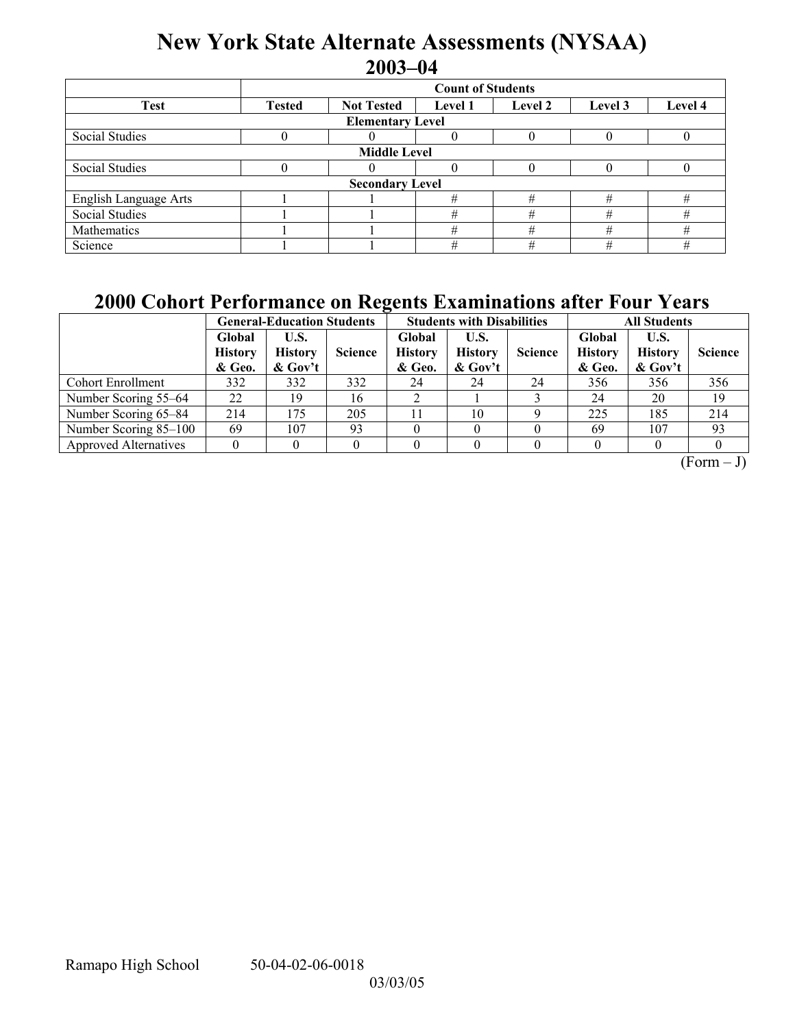# New York State Alternate Assessments (NYSAA)
## 2003–04

| | Count of Students | | | | | |
|---|---|---|---|---|---|---|
| **Test** | **Tested** | **Not Tested** | **Level 1** | **Level 2** | **Level 3** | **Level 4** |
| **Elementary Level** | | | | | | |
| Social Studies | 0 | 0 | 0 | 0 | 0 | 0 |
| **Middle Level** | | | | | | |
| Social Studies | 0 | 0 | 0 | 0 | 0 | 0 |
| **Secondary Level** | | | | | | |
| English Language Arts | 1 | 1 | # | # | # | # |
| Social Studies | 1 | 1 | # | # | # | # |
| Mathematics | 1 | 1 | # | # | # | # |
| Science | 1 | 1 | # | # | # | # |

## 2000 Cohort Performance on Regents Examinations after Four Years

| | General-Education Students | | | Students with Disabilities | | | All Students | | |
|---|---|---|---|---|---|---|---|---|---|
| | **Global History & Geo.** | **U.S. History & Gov't** | **Science** | **Global History & Geo.** | **U.S. History & Gov't** | **Science** | **Global History & Geo.** | **U.S. History & Gov't** | **Science** |
| Cohort Enrollment | 332 | 332 | 332 | 24 | 24 | 24 | 356 | 356 | 356 |
| Number Scoring 55–64 | 22 | 19 | 16 | 2 | 1 | 3 | 24 | 20 | 19 |
| Number Scoring 65–84 | 214 | 175 | 205 | 11 | 10 | 9 | 225 | 185 | 214 |
| Number Scoring 85–100 | 69 | 107 | 93 | 0 | 0 | 0 | 69 | 107 | 93 |
| Approved Alternatives | 0 | 0 | 0 | 0 | 0 | 0 | 0 | 0 | 0 |

(Form – J)

Ramapo High School 50-04-02-06-0018
03/03/05